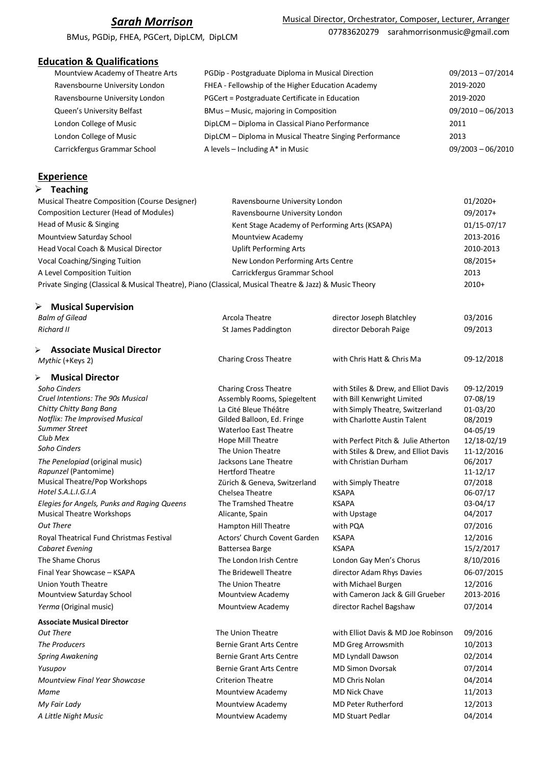# *Sarah Morrison*

BMus, PGDip, FHEA, PGCert, DipLCM, DipLCM

Musical Director, Orchestrator, Composer, Lecturer, Arranger
07783620279 sarahmorrisonmusic@gmail.com

## Education & Qualifications

| | | |
|---|---|---|
| Mountview Academy of Theatre Arts | PGDip - Postgraduate Diploma in Musical Direction | 09/2013 – 07/2014 |
| Ravensbourne University London | FHEA - Fellowship of the Higher Education Academy | 2019-2020 |
| Ravensbourne University London | PGCert = Postgraduate Certificate in Education | 2019-2020 |
| Queen's University Belfast | BMus – Music, majoring in Composition | 09/2010 – 06/2013 |
| London College of Music | DipLCM – Diploma in Classical Piano Performance | 2011 |
| London College of Music | DipLCM – Diploma in Musical Theatre Singing Performance | 2013 |
| Carrickfergus Grammar School | A levels – Including A* in Music | 09/2003 – 06/2010 |

## Experience

### ➢ Teaching

| | | |
|---|---|---|
| Musical Theatre Composition (Course Designer) | Ravensbourne University London | 01/2020+ |
| Composition Lecturer (Head of Modules) | Ravensbourne University London | 09/2017+ |
| Head of Music & Singing | Kent Stage Academy of Performing Arts (KSAPA) | 01/15-07/17 |
| Mountview Saturday School | Mountview Academy | 2013-2016 |
| Head Vocal Coach & Musical Director | Uplift Performing Arts | 2010-2013 |
| Vocal Coaching/Singing Tuition | New London Performing Arts Centre | 08/2015+ |
| A Level Composition Tuition | Carrickfergus Grammar School | 2013 |
| Private Singing (Classical & Musical Theatre), Piano (Classical, Musical Theatre & Jazz) & Music Theory | | 2010+ |

### ➢ Musical Supervision

| | | | |
|---|---|---|---|
| *Balm of Gilead* | Arcola Theatre | director Joseph Blatchley | 03/2016 |
| *Richard II* | St James Paddington | director Deborah Paige | 09/2013 |

### ➢ Associate Musical Director

| | | | |
|---|---|---|---|
| *Mythic* (+Keys 2) | Charing Cross Theatre | with Chris Hatt & Chris Ma | 09-12/2018 |

### ➢ Musical Director

| | | | |
|---|---|---|---|
| *Soho Cinders* | Charing Cross Theatre | with Stiles & Drew, and Elliot Davis | 09-12/2019 |
| *Cruel Intentions: The 90s Musical* | Assembly Rooms, Spiegeltent | with Bill Kenwright Limited | 07-08/19 |
| *Chitty Chitty Bang Bang* | La Cité Bleue Théâtre | with Simply Theatre, Switzerland | 01-03/20 |
| *Notflix: The Improvised Musical* | Gilded Balloon, Ed. Fringe | with Charlotte Austin Talent | 08/2019 |
| *Summer Street* | Waterloo East Theatre | | 04-05/19 |
| *Club Mex* | Hope Mill Theatre | with Perfect Pitch & Julie Atherton | 12/18-02/19 |
| *Soho Cinders* | The Union Theatre | with Stiles & Drew, and Elliot Davis | 11-12/2016 |
| *The Penelopiad* (original music) | Jacksons Lane Theatre | with Christian Durham | 06/2017 |
| *Rapunzel* (Pantomime) | Hertford Theatre | | 11-12/17 |
| Musical Theatre/Pop Workshops | Zürich & Geneva, Switzerland | with Simply Theatre | 07/2018 |
| *Hotel S.A.L.I.G.I.A* | Chelsea Theatre | KSAPA | 06-07/17 |
| *Elegies for Angels, Punks and Raging Queens* | The Tramshed Theatre | KSAPA | 03-04/17 |
| Musical Theatre Workshops | Alicante, Spain | with Upstage | 04/2017 |
| *Out There* | Hampton Hill Theatre | with PQA | 07/2016 |
| Royal Theatrical Fund Christmas Festival | Actors' Church Covent Garden | KSAPA | 12/2016 |
| *Cabaret Evening* | Battersea Barge | KSAPA | 15/2/2017 |
| The Shame Chorus | The London Irish Centre | London Gay Men's Chorus | 8/10/2016 |
| Final Year Showcase – KSAPA | The Bridewell Theatre | director Adam Rhys Davies | 06-07/2015 |
| Union Youth Theatre | The Union Theatre | with Michael Burgen | 12/2016 |
| Mountview Saturday School | Mountview Academy | with Cameron Jack & Gill Grueber | 2013-2016 |
| *Yerma* (Original music) | Mountview Academy | director Rachel Bagshaw | 07/2014 |

**Associate Musical Director**

| | | | |
|---|---|---|---|
| *Out There* | The Union Theatre | with Elliot Davis & MD Joe Robinson | 09/2016 |
| *The Producers* | Bernie Grant Arts Centre | MD Greg Arrowsmith | 10/2013 |
| *Spring Awakening* | Bernie Grant Arts Centre | MD Lyndall Dawson | 02/2014 |
| *Yusupov* | Bernie Grant Arts Centre | MD Simon Dvorsak | 07/2014 |
| *Mountview Final Year Showcase* | Criterion Theatre | MD Chris Nolan | 04/2014 |
| *Mame* | Mountview Academy | MD Nick Chave | 11/2013 |
| *My Fair Lady* | Mountview Academy | MD Peter Rutherford | 12/2013 |
| *A Little Night Music* | Mountview Academy | MD Stuart Pedlar | 04/2014 |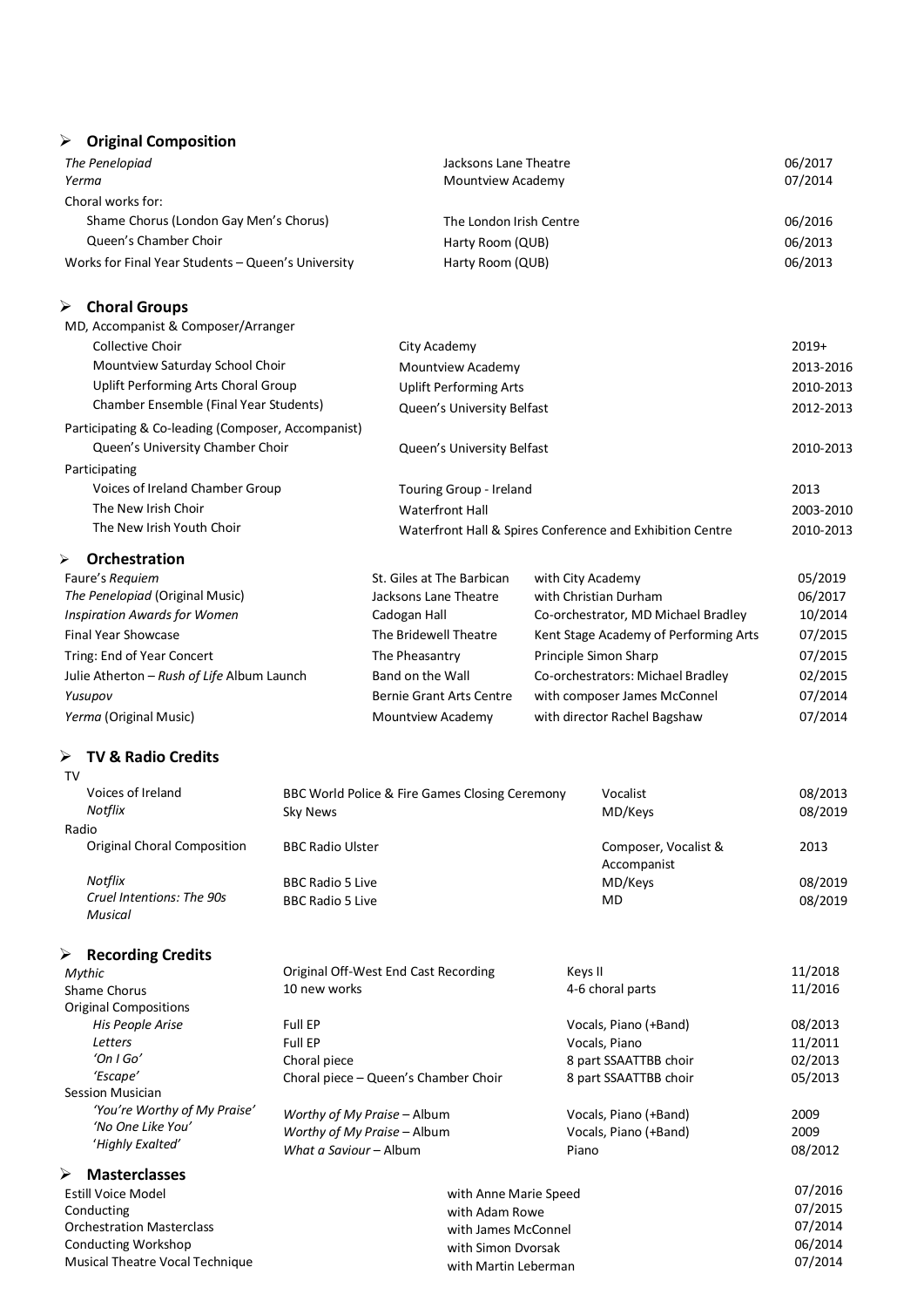## Original Composition

| | | |
|---|---|---|
| *The Penelopiad* | Jacksons Lane Theatre | 06/2017 |
| *Yerma* | Mountview Academy | 07/2014 |
| Choral works for: | | |
| Shame Chorus (London Gay Men's Chorus) | The London Irish Centre | 06/2016 |
| Queen's Chamber Choir | Harty Room (QUB) | 06/2013 |
| Works for Final Year Students – Queen's University | Harty Room (QUB) | 06/2013 |

## Choral Groups

| | | |
|---|---|---|
| MD, Accompanist & Composer/Arranger | | |
| Collective Choir | City Academy | 2019+ |
| Mountview Saturday School Choir | Mountview Academy | 2013-2016 |
| Uplift Performing Arts Choral Group | Uplift Performing Arts | 2010-2013 |
| Chamber Ensemble (Final Year Students) | Queen's University Belfast | 2012-2013 |
| Participating & Co-leading (Composer, Accompanist) | | |
| Queen's University Chamber Choir | Queen's University Belfast | 2010-2013 |
| Participating | | |
| Voices of Ireland Chamber Group | Touring Group - Ireland | 2013 |
| The New Irish Choir | Waterfront Hall | 2003-2010 |
| The New Irish Youth Choir | Waterfront Hall & Spires Conference and Exhibition Centre | 2010-2013 |

## Orchestration

| | | | |
|---|---|---|---|
| Faure's *Requiem* | St. Giles at The Barbican | with City Academy | 05/2019 |
| *The Penelopiad* (Original Music) | Jacksons Lane Theatre | with Christian Durham | 06/2017 |
| *Inspiration Awards for Women* | Cadogan Hall | Co-orchestrator, MD Michael Bradley | 10/2014 |
| Final Year Showcase | The Bridewell Theatre | Kent Stage Academy of Performing Arts | 07/2015 |
| Tring: End of Year Concert | The Pheasantry | Principle Simon Sharp | 07/2015 |
| Julie Atherton – *Rush of Life* Album Launch | Band on the Wall | Co-orchestrators: Michael Bradley | 02/2015 |
| *Yusupov* | Bernie Grant Arts Centre | with composer James McConnel | 07/2014 |
| *Yerma* (Original Music) | Mountview Academy | with director Rachel Bagshaw | 07/2014 |

## TV & Radio Credits

| | | | |
|---|---|---|---|
| TV | | | |
| Voices of Ireland | BBC World Police & Fire Games Closing Ceremony | Vocalist | 08/2013 |
| *Notflix* | Sky News | MD/Keys | 08/2019 |
| Radio | | | |
| Original Choral Composition | BBC Radio Ulster | Composer, Vocalist & Accompanist | 2013 |
| *Notflix* | BBC Radio 5 Live | MD/Keys | 08/2019 |
| *Cruel Intentions: The 90s Musical* | BBC Radio 5 Live | MD | 08/2019 |

## Recording Credits

| | | | |
|---|---|---|---|
| *Mythic* | Original Off-West End Cast Recording | Keys II | 11/2018 |
| Shame Chorus | 10 new works | 4-6 choral parts | 11/2016 |
| Original Compositions | | | |
| *His People Arise* | Full EP | Vocals, Piano (+Band) | 08/2013 |
| *Letters* | Full EP | Vocals, Piano | 11/2011 |
| *'On I Go'* | Choral piece | 8 part SSAATTBB choir | 02/2013 |
| *'Escape'* | Choral piece – Queen's Chamber Choir | 8 part SSAATTBB choir | 05/2013 |
| Session Musician | | | |
| *'You're Worthy of My Praise'* | *Worthy of My Praise* – Album | Vocals, Piano (+Band) | 2009 |
| *'No One Like You'* | *Worthy of My Praise* – Album | Vocals, Piano (+Band) | 2009 |
| *'Highly Exalted'* | *What a Saviour* – Album | Piano | 08/2012 |

## Masterclasses

| | | |
|---|---|---|
| Estill Voice Model | with Anne Marie Speed | 07/2016 |
| Conducting | with Adam Rowe | 07/2015 |
| Orchestration Masterclass | with James McConnel | 07/2014 |
| Conducting Workshop | with Simon Dvorsak | 06/2014 |
| Musical Theatre Vocal Technique | with Martin Leberman | 07/2014 |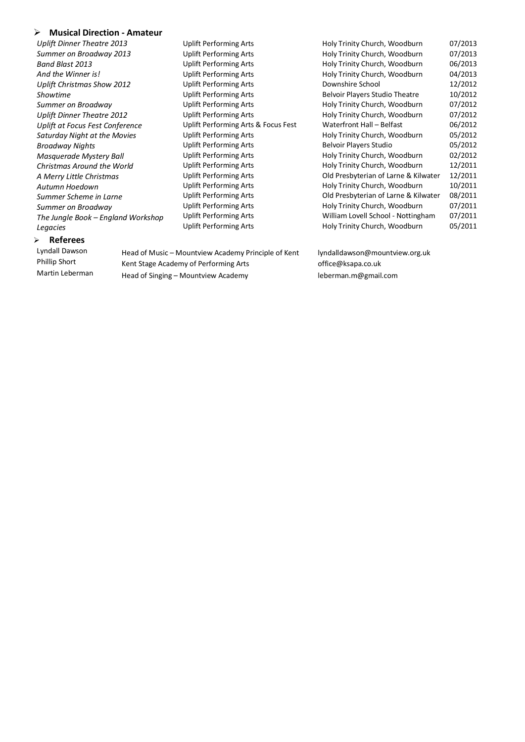## Musical Direction - Amateur

| | | | |
|---|---|---|---|
| *Uplift Dinner Theatre 2013* | Uplift Performing Arts | Holy Trinity Church, Woodburn | 07/2013 |
| *Summer on Broadway 2013* | Uplift Performing Arts | Holy Trinity Church, Woodburn | 07/2013 |
| *Band Blast 2013* | Uplift Performing Arts | Holy Trinity Church, Woodburn | 06/2013 |
| *And the Winner is!* | Uplift Performing Arts | Holy Trinity Church, Woodburn | 04/2013 |
| *Uplift Christmas Show 2012* | Uplift Performing Arts | Downshire School | 12/2012 |
| *Showtime* | Uplift Performing Arts | Belvoir Players Studio Theatre | 10/2012 |
| *Summer on Broadway* | Uplift Performing Arts | Holy Trinity Church, Woodburn | 07/2012 |
| *Uplift Dinner Theatre 2012* | Uplift Performing Arts | Holy Trinity Church, Woodburn | 07/2012 |
| *Uplift at Focus Fest Conference* | Uplift Performing Arts & Focus Fest | Waterfront Hall – Belfast | 06/2012 |
| *Saturday Night at the Movies* | Uplift Performing Arts | Holy Trinity Church, Woodburn | 05/2012 |
| *Broadway Nights* | Uplift Performing Arts | Belvoir Players Studio | 05/2012 |
| *Masquerade Mystery Ball* | Uplift Performing Arts | Holy Trinity Church, Woodburn | 02/2012 |
| *Christmas Around the World* | Uplift Performing Arts | Holy Trinity Church, Woodburn | 12/2011 |
| *A Merry Little Christmas* | Uplift Performing Arts | Old Presbyterian of Larne & Kilwater | 12/2011 |
| *Autumn Hoedown* | Uplift Performing Arts | Holy Trinity Church, Woodburn | 10/2011 |
| *Summer Scheme in Larne* | Uplift Performing Arts | Old Presbyterian of Larne & Kilwater | 08/2011 |
| *Summer on Broadway* | Uplift Performing Arts | Holy Trinity Church, Woodburn | 07/2011 |
| *The Jungle Book – England Workshop* | Uplift Performing Arts | William Lovell School - Nottingham | 07/2011 |
| *Legacies* | Uplift Performing Arts | Holy Trinity Church, Woodburn | 05/2011 |

## Referees

| | | |
|---|---|---|
| Lyndall Dawson | Head of Music – Mountview Academy Principle of Kent | lyndalldawson@mountview.org.uk |
| Phillip Short | Kent Stage Academy of Performing Arts | office@ksapa.co.uk |
| Martin Leberman | Head of Singing – Mountview Academy | leberman.m@gmail.com |